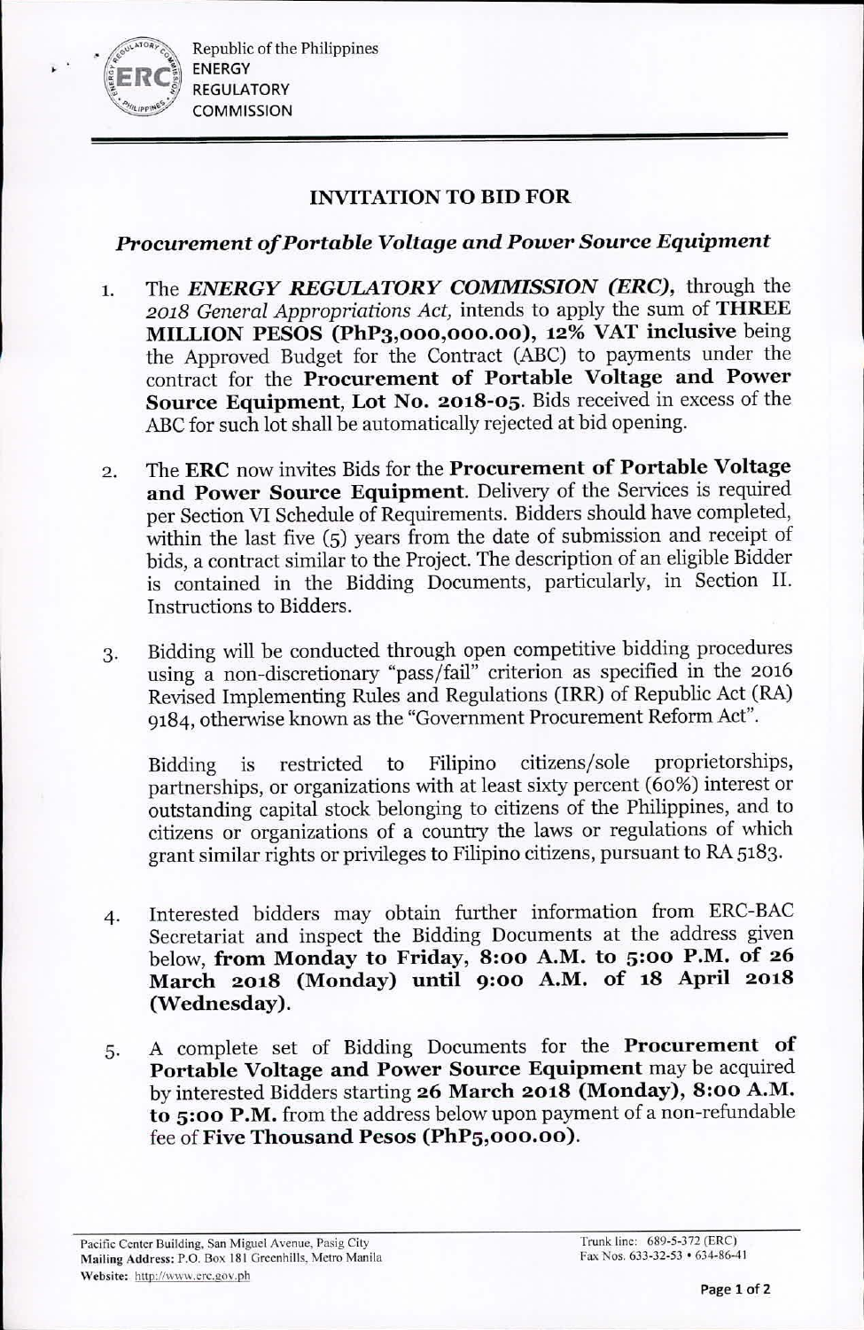Republic of the Philippines
ENERGY
REGULATORY
COMMISSION

## INVITATION TO BID FOR

### *Procurement of Portable Voltage and Power Source Equipment*

1. The ***ENERGY REGULATORY COMMISSION (ERC)***, through the *2018 General Appropriations Act,* intends to apply the sum of **THREE MILLION PESOS (PhP3,000,000.00), 12% VAT inclusive** being the Approved Budget for the Contract (ABC) to payments under the contract for the **Procurement of Portable Voltage and Power Source Equipment, Lot No. 2018-05**. Bids received in excess of the ABC for such lot shall be automatically rejected at bid opening.

2. The **ERC** now invites Bids for the **Procurement of Portable Voltage and Power Source Equipment**. Delivery of the Services is required per Section VI Schedule of Requirements. Bidders should have completed, within the last five (5) years from the date of submission and receipt of bids, a contract similar to the Project. The description of an eligible Bidder is contained in the Bidding Documents, particularly, in Section II. Instructions to Bidders.

3. Bidding will be conducted through open competitive bidding procedures using a non-discretionary "pass/fail" criterion as specified in the 2016 Revised Implementing Rules and Regulations (IRR) of Republic Act (RA) 9184, otherwise known as the "Government Procurement Reform Act".

   Bidding is restricted to Filipino citizens/sole proprietorships, partnerships, or organizations with at least sixty percent (60%) interest or outstanding capital stock belonging to citizens of the Philippines, and to citizens or organizations of a country the laws or regulations of which grant similar rights or privileges to Filipino citizens, pursuant to RA 5183.

4. Interested bidders may obtain further information from ERC-BAC Secretariat and inspect the Bidding Documents at the address given below, **from Monday to Friday, 8:00 A.M. to 5:00 P.M. of 26 March 2018 (Monday) until 9:00 A.M. of 18 April 2018 (Wednesday).**

5. A complete set of Bidding Documents for the **Procurement of Portable Voltage and Power Source Equipment** may be acquired by interested Bidders starting **26 March 2018 (Monday), 8:00 A.M. to 5:00 P.M.** from the address below upon payment of a non-refundable fee of **Five Thousand Pesos (PhP5,000.00)**.

Pacific Center Building, San Miguel Avenue, Pasig City
**Mailing Address:** P.O. Box 181 Greenhills, Metro Manila
**Website:** http://www.erc.gov.ph

Trunk line: 689-5-372 (ERC)
Fax Nos. 633-32-53 • 634-86-41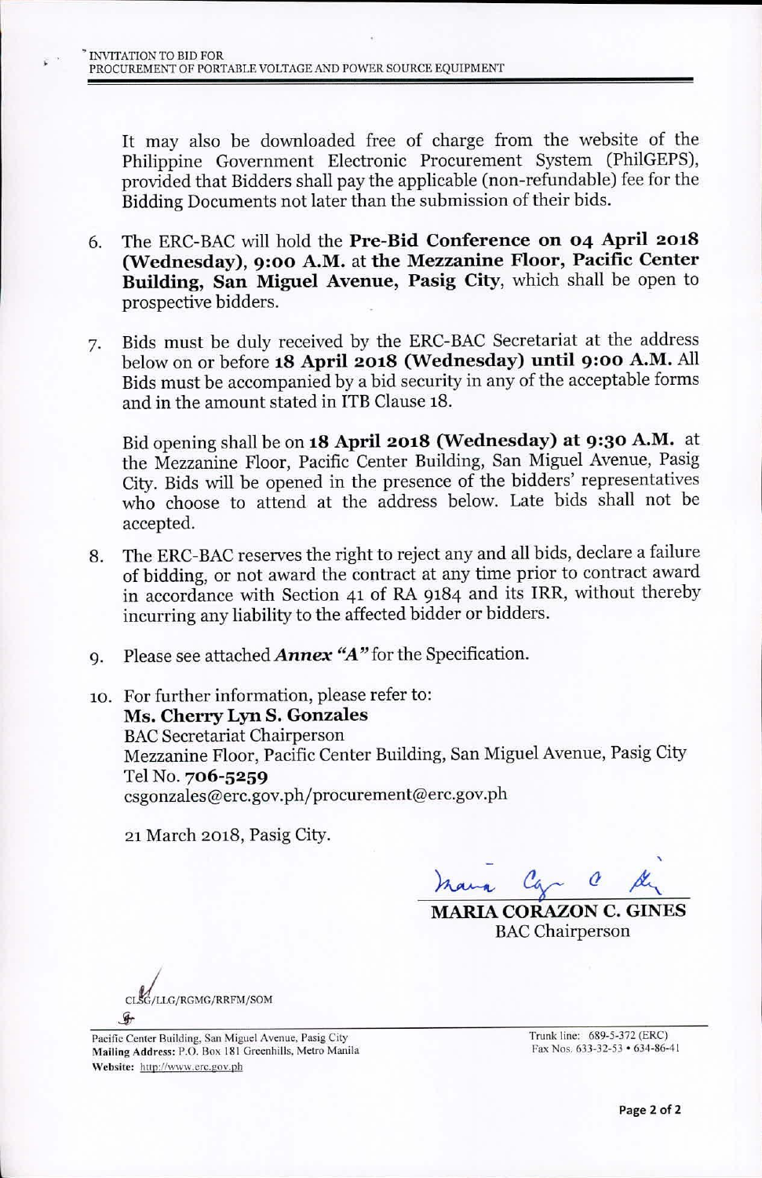It may also be downloaded free of charge from the website of the Philippine Government Electronic Procurement System (PhilGEPS), provided that Bidders shall pay the applicable (non-refundable) fee for the Bidding Documents not later than the submission of their bids.

6. The ERC-BAC will hold the **Pre-Bid Conference on 04 April 2018 (Wednesday), 9:00 A.M.** at **the Mezzanine Floor, Pacific Center Building, San Miguel Avenue, Pasig City**, which shall be open to prospective bidders.

7. Bids must be duly received by the ERC-BAC Secretariat at the address below on or before **18 April 2018 (Wednesday) until 9:00 A.M.** All Bids must be accompanied by a bid security in any of the acceptable forms and in the amount stated in ITB Clause 18.

   Bid opening shall be on **18 April 2018 (Wednesday) at 9:30 A.M.** at the Mezzanine Floor, Pacific Center Building, San Miguel Avenue, Pasig City. Bids will be opened in the presence of the bidders' representatives who choose to attend at the address below. Late bids shall not be accepted.

8. The ERC-BAC reserves the right to reject any and all bids, declare a failure of bidding, or not award the contract at any time prior to contract award in accordance with Section 41 of RA 9184 and its IRR, without thereby incurring any liability to the affected bidder or bidders.

9. Please see attached ***Annex "A"*** for the Specification.

10. For further information, please refer to:
    **Ms. Cherry Lyn S. Gonzales**
    BAC Secretariat Chairperson
    Mezzanine Floor, Pacific Center Building, San Miguel Avenue, Pasig City
    Tel No. **706-5259**
    csgonzales@erc.gov.ph/procurement@erc.gov.ph

21 March 2018, Pasig City.

**MARIA CORAZON C. GINES**
BAC Chairperson

CLSG/LLG/RGMG/RRFM/SOM

Pacific Center Building, San Miguel Avenue, Pasig City
**Mailing Address:** P.O. Box 181 Greenhills, Metro Manila
**Website:** http://www.erc.gov.ph

Trunk line: 689-5-372 (ERC)
Fax Nos. 633-32-53 • 634-86-41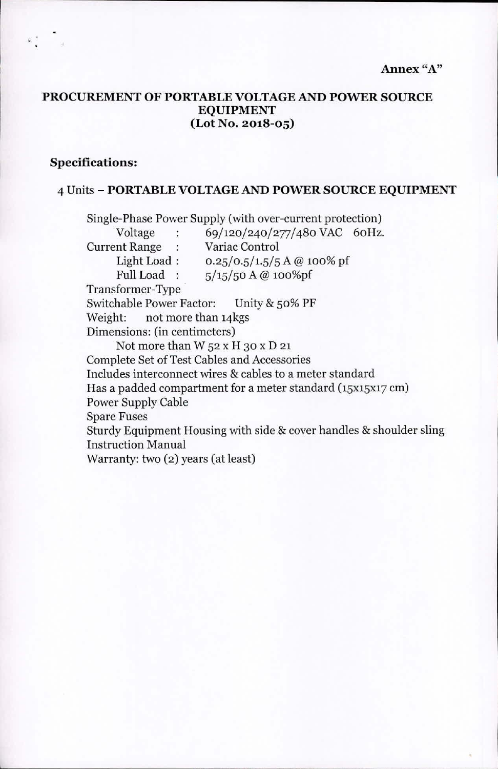**Annex "A"**

## PROCUREMENT OF PORTABLE VOLTAGE AND POWER SOURCE EQUIPMENT (Lot No. 2018-05)

### Specifications:

4 Units – **PORTABLE VOLTAGE AND POWER SOURCE EQUIPMENT**

Single-Phase Power Supply (with over-current protection)
- Voltage : 69/120/240/277/480 VAC 60Hz.

Current Range : Variac Control
- Light Load : 0.25/0.5/1.5/5 A @ 100% pf
- Full Load : 5/15/50 A @ 100%pf

Transformer-Type

Switchable Power Factor: Unity & 50% PF

Weight: not more than 14kgs

Dimensions: (in centimeters)
- Not more than W 52 x H 30 x D 21

Complete Set of Test Cables and Accessories

Includes interconnect wires & cables to a meter standard

Has a padded compartment for a meter standard (15x15x17 cm)

Power Supply Cable

Spare Fuses

Sturdy Equipment Housing with side & cover handles & shoulder sling

Instruction Manual

Warranty: two (2) years (at least)